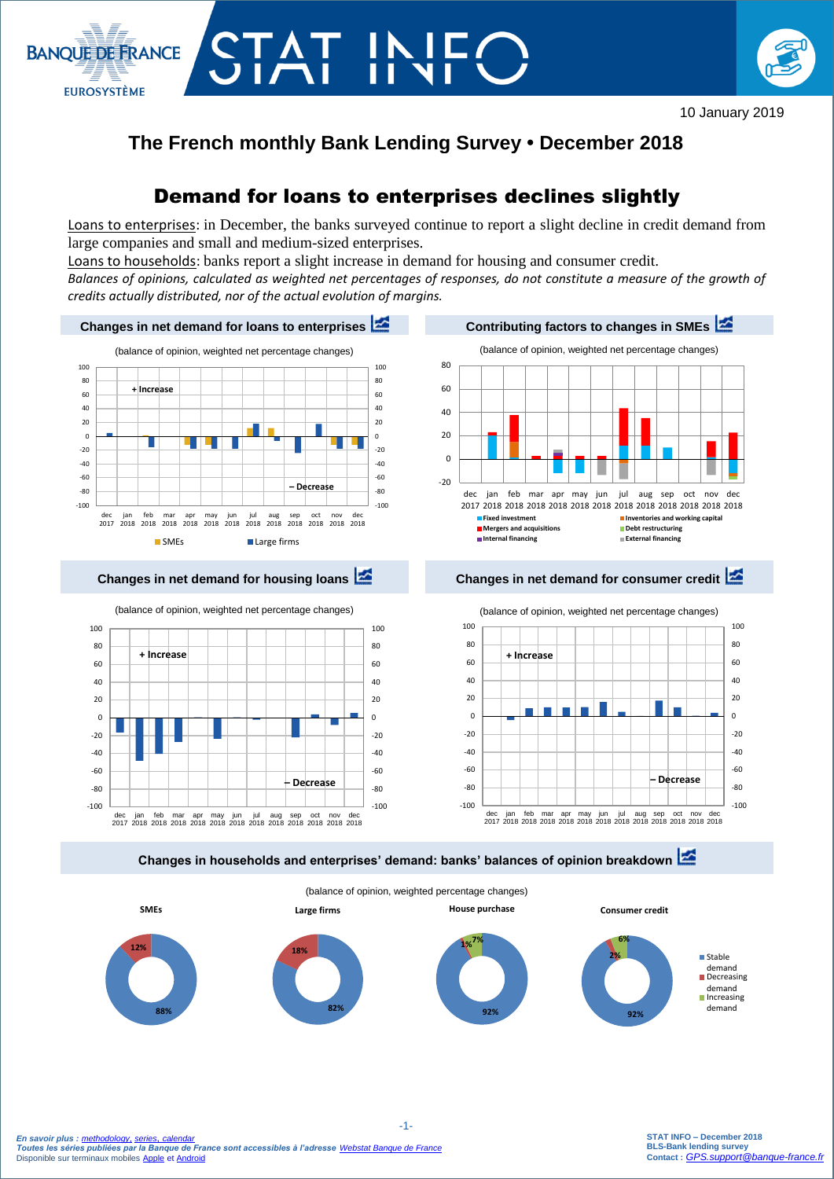10 January 2019

# The French monthly Bank Lending Survey • December 2018

## Demand for loans to enterprises declines slightly

Loans to enterprises: in December, the banks surveyed continue to report a slight decline in credit demand from large companies and small and medium-sized enterprises.

Loans to households: banks report a slight increase in demand for housing and consumer credit.

*Balances of opinions, calculated as weighted net percentages of responses, do not constitute a measure of the growth of credits actually distributed, nor of the actual evolution of margins.*

### Changes in net demand for loans to enterprises

(balance of opinion, weighted net percentage changes)

### Contributing factors to changes in SMEs

(balance of opinion, weighted net percentage changes)

### Changes in net demand for housing loans

(balance of opinion, weighted net percentage changes)

### Changes in net demand for consumer credit

(balance of opinion, weighted net percentage changes)

### Changes in households and enterprises' demand: banks' balances of opinion breakdown

(balance of opinion, weighted percentage changes)

| | SMEs | Large firms | House purchase | Consumer credit |
|---|---|---|---|---|
| Stable demand | 88% | 82% | 92% | 92% |
| Decreasing demand | 12% | 18% | 1% | 2% |
| Increasing demand | | | 7% | 6% |

*En savoir plus : methodology, series, calendar*
*Toutes les séries publiées par la Banque de France sont accessibles à l'adresse Webstat Banque de France*
Disponible sur terminaux mobiles Apple et Android

STAT INFO – December 2018
BLS-Bank lending survey
Contact : GPS.support@banque-france.fr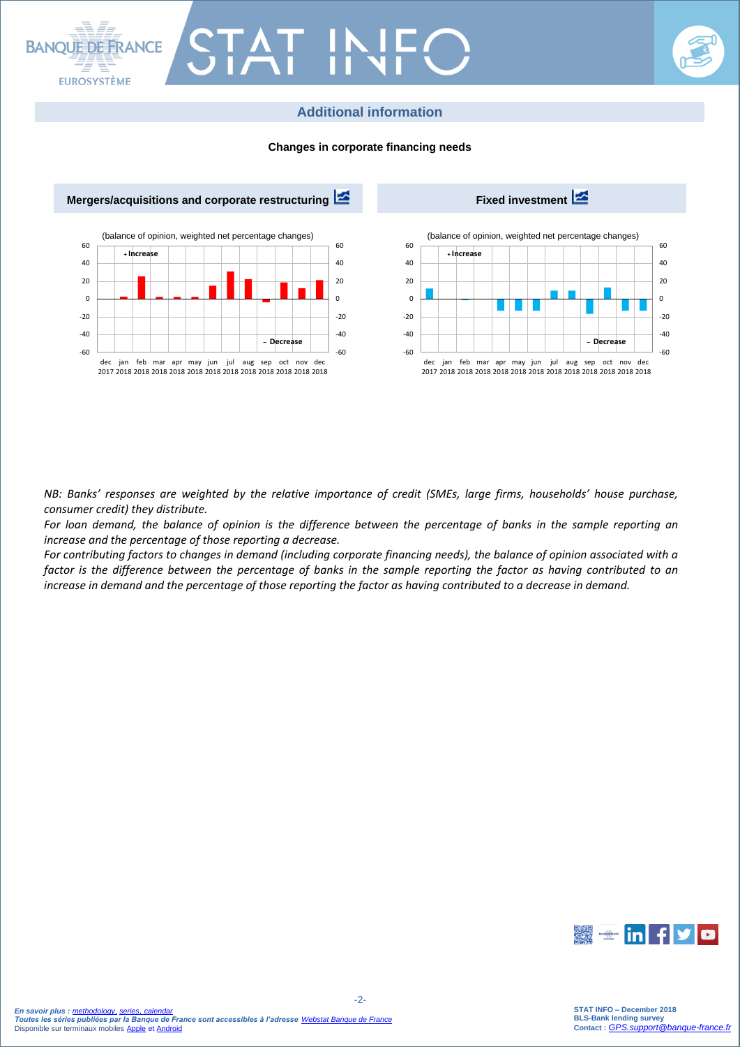## Additional information

**Changes in corporate financing needs**

**Mergers/acquisitions and corporate restructuring**

(balance of opinion, weighted net percentage changes)

60 40 20 0 -20 -40 -60

+ Increase

– Decrease

dec 2017 jan 2018 feb 2018 mar 2018 apr 2018 may 2018 jun 2018 jul 2018 aug 2018 sep 2018 oct 2018 nov 2018 dec 2018

**Fixed investment**

(balance of opinion, weighted net percentage changes)

60 40 20 0 -20 -40 -60

+ Increase

– Decrease

dec 2017 jan 2018 feb 2018 mar 2018 apr 2018 may 2018 jun 2018 jul 2018 aug 2018 sep 2018 oct 2018 nov 2018 dec 2018

*NB: Banks' responses are weighted by the relative importance of credit (SMEs, large firms, households' house purchase, consumer credit) they distribute.*

*For loan demand, the balance of opinion is the difference between the percentage of banks in the sample reporting an increase and the percentage of those reporting a decrease.*

*For contributing factors to changes in demand (including corporate financing needs), the balance of opinion associated with a factor is the difference between the percentage of banks in the sample reporting the factor as having contributed to an increase in demand and the percentage of those reporting the factor as having contributed to a decrease in demand.*

*En savoir plus : methodology, series, calendar*
*Toutes les séries publiées par la Banque de France sont accessibles à l'adresse Webstat Banque de France*
Disponible sur terminaux mobiles Apple et Android

**STAT INFO – December 2018**
**BLS-Bank lending survey**
**Contact :** *GPS.support@banque-france.fr*